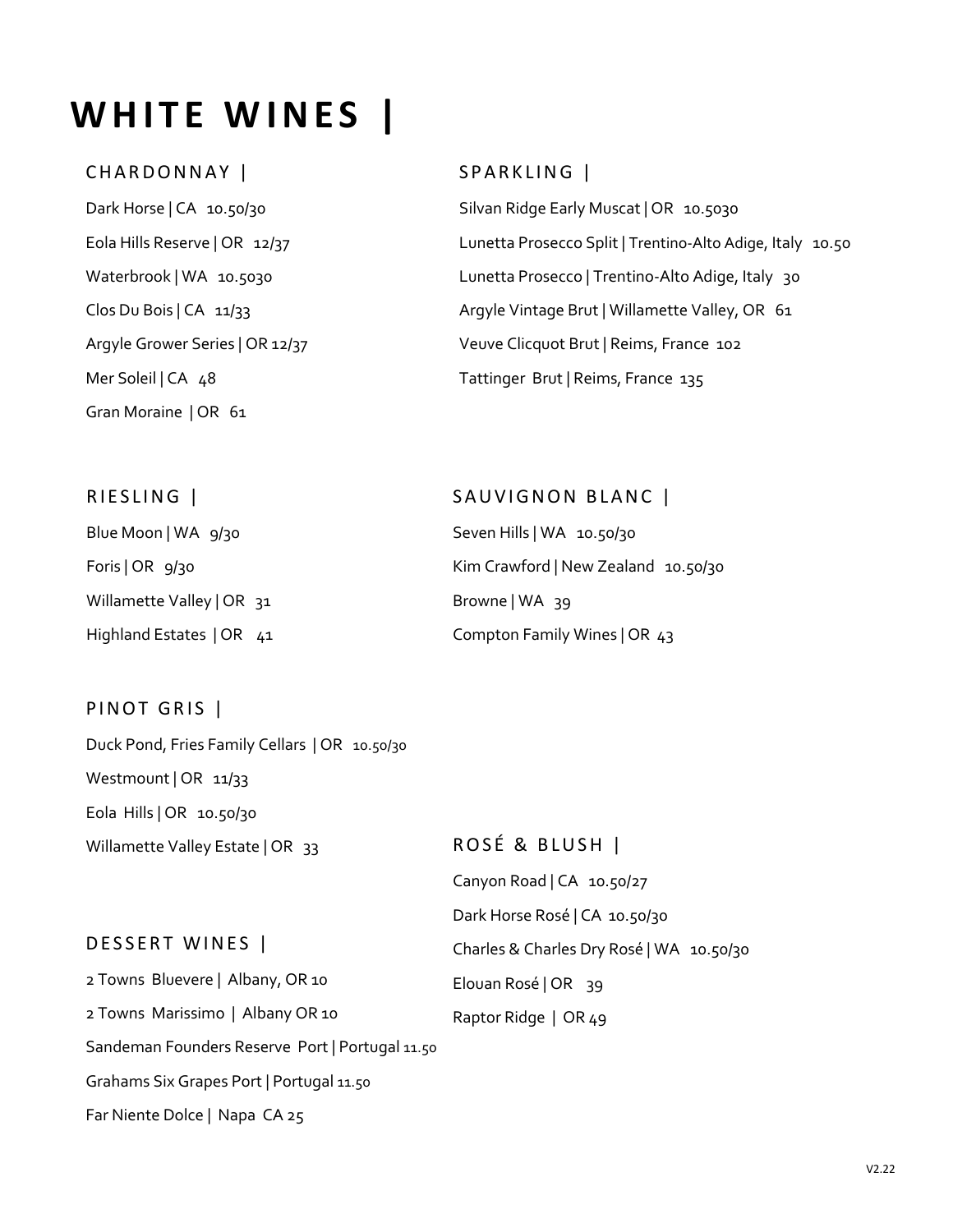# WHITE WINES |

## CHARDONNAY |

Dark Horse | CA 10.50/30

Eola Hills Reserve | OR 12/37

Waterbrook | WA 10.5030

Clos Du Bois | CA 11/33

Argyle Grower Series | OR 12/37

Mer Soleil | CA 48

Gran Moraine | OR 61

## SPARKLING |

Silvan Ridge Early Muscat | OR 10.5030

Lunetta Prosecco Split | Trentino-Alto Adige, Italy 10.50

Lunetta Prosecco | Trentino-Alto Adige, Italy 30

Argyle Vintage Brut | Willamette Valley, OR 61

Veuve Clicquot Brut | Reims, France 102

Tattinger Brut | Reims, France 135

## RIESLING |

Blue Moon | WA 9/30

Foris | OR 9/30

Willamette Valley | OR 31

Highland Estates | OR 41

## SAUVIGNON BLANC |

Seven Hills | WA 10.50/30

Kim Crawford | New Zealand 10.50/30

Browne | WA 39

Compton Family Wines | OR 43

## PINOT GRIS |

Duck Pond, Fries Family Cellars | OR 10.50/30

Westmount | OR 11/33

Eola Hills | OR 10.50/30

Willamette Valley Estate | OR 33

## DESSERT WINES |

2 Towns Bluevere | Albany, OR 10

2 Towns Marissimo | Albany OR 10

Sandeman Founders Reserve Port | Portugal 11.50

Grahams Six Grapes Port | Portugal 11.50

Far Niente Dolce | Napa CA 25

## ROSÉ & BLUSH |

Canyon Road | CA 10.50/27

Dark Horse Rosé | CA 10.50/30

Charles & Charles Dry Rosé | WA 10.50/30

Elouan Rosé | OR 39

Raptor Ridge | OR 49

V2.22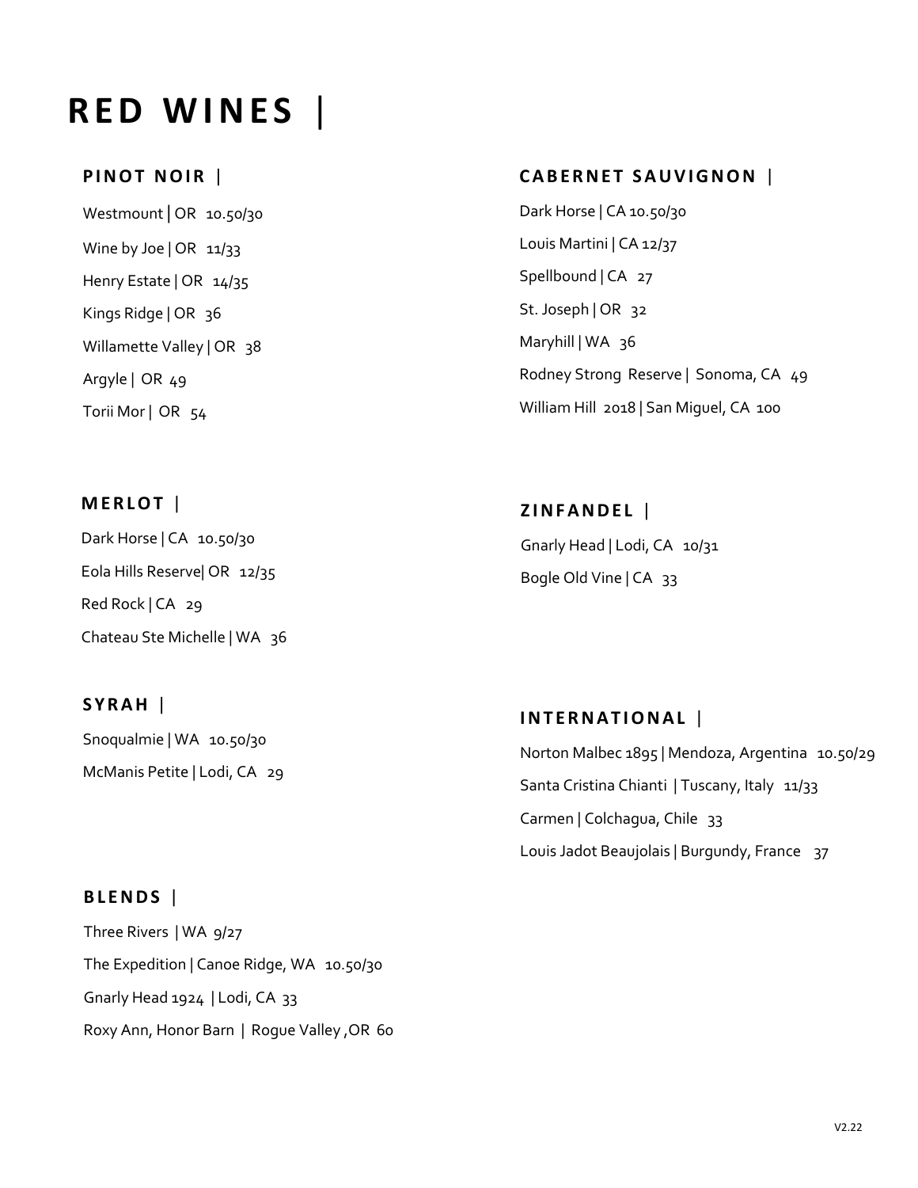# RED WINES |

## PINOT NOIR |

Westmount | OR 10.50/30

Wine by Joe | OR 11/33

Henry Estate | OR 14/35

Kings Ridge | OR 36

Willamette Valley | OR 38

Argyle | OR 49

Torii Mor | OR 54

## CABERNET SAUVIGNON |

Dark Horse | CA 10.50/30

Louis Martini | CA 12/37

Spellbound | CA 27

St. Joseph | OR 32

Maryhill | WA 36

Rodney Strong Reserve | Sonoma, CA 49

William Hill 2018 | San Miguel, CA 100

## MERLOT |

Dark Horse | CA 10.50/30

Eola Hills Reserve| OR 12/35

Red Rock | CA 29

Chateau Ste Michelle | WA 36

## ZINFANDEL |

Gnarly Head | Lodi, CA 10/31

Bogle Old Vine | CA 33

## SYRAH |

Snoqualmie | WA 10.50/30

McManis Petite | Lodi, CA 29

## INTERNATIONAL |

Norton Malbec 1895 | Mendoza, Argentina 10.50/29

Santa Cristina Chianti | Tuscany, Italy 11/33

Carmen | Colchagua, Chile 33

Louis Jadot Beaujolais | Burgundy, France 37

## BLENDS |

Three Rivers | WA 9/27

The Expedition | Canoe Ridge, WA 10.50/30

Gnarly Head 1924 | Lodi, CA 33

Roxy Ann, Honor Barn | Rogue Valley ,OR 60

V2.22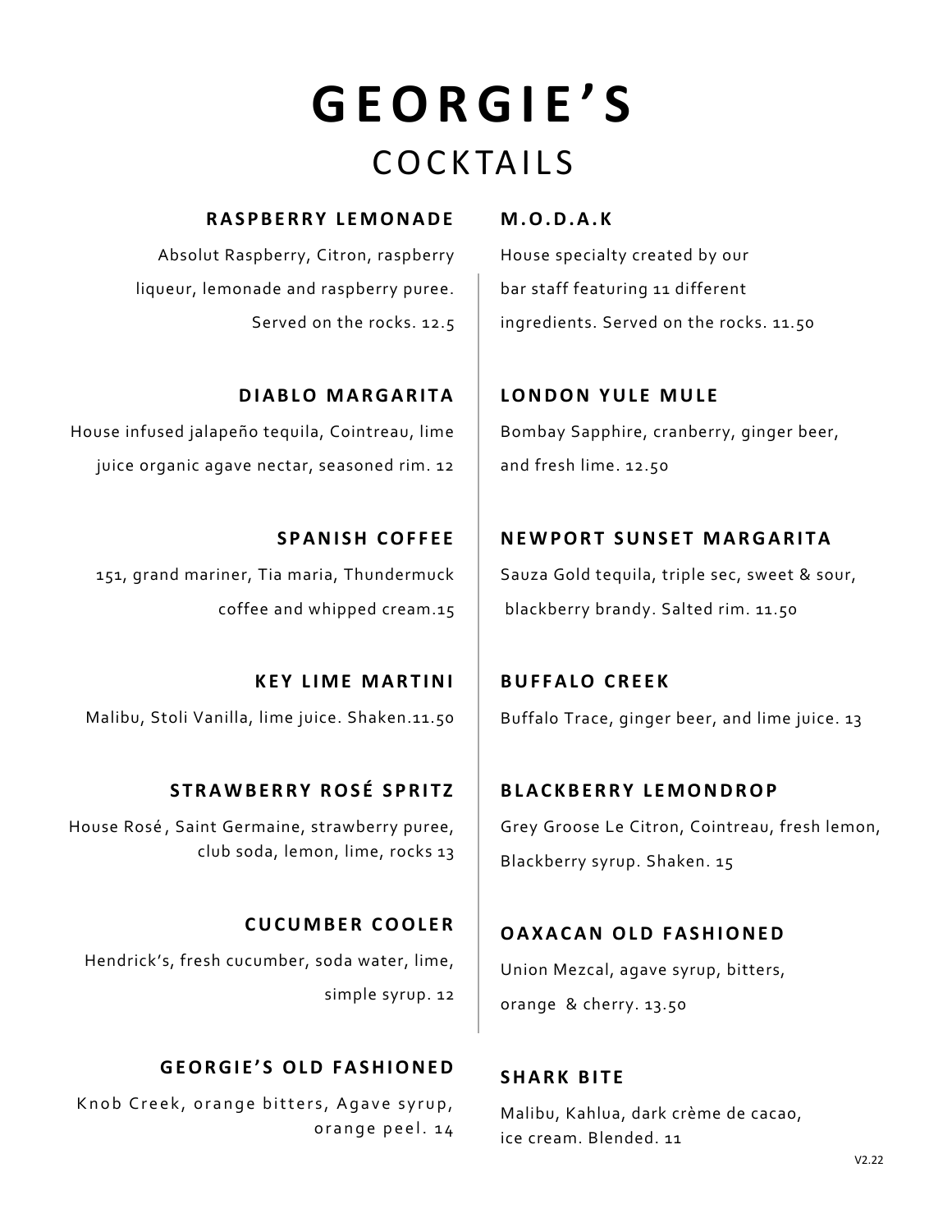# GEORGIE'S

## COCKTAILS

### RASPBERRY LEMONADE

Absolut Raspberry, Citron, raspberry liqueur, lemonade and raspberry puree. Served on the rocks. 12.5

### DIABLO MARGARITA

House infused jalapeño tequila, Cointreau, lime juice organic agave nectar, seasoned rim. 12

### SPANISH COFFEE

151, grand mariner, Tia maria, Thundermuck coffee and whipped cream.15

### KEY LIME MARTINI

Malibu, Stoli Vanilla, lime juice. Shaken.11.50

### STRAWBERRY ROSÉ SPRITZ

House Rosé , Saint Germaine, strawberry puree, club soda, lemon, lime, rocks 13

### CUCUMBER COOLER

Hendrick's, fresh cucumber, soda water, lime, simple syrup. 12

### GEORGIE'S OLD FASHIONED

Knob Creek, orange bitters, Agave syrup, orange peel. 14

### M.O.D.A.K

House specialty created by our bar staff featuring 11 different ingredients. Served on the rocks. 11.50

### LONDON YULE MULE

Bombay Sapphire, cranberry, ginger beer, and fresh lime. 12.50

### NEWPORT SUNSET MARGARITA

Sauza Gold tequila, triple sec, sweet & sour, blackberry brandy. Salted rim. 11.50

### BUFFALO CREEK

Buffalo Trace, ginger beer, and lime juice. 13

### BLACKBERRY LEMONDROP

Grey Groose Le Citron, Cointreau, fresh lemon, Blackberry syrup. Shaken. 15

### OAXACAN OLD FASHIONED

Union Mezcal, agave syrup, bitters, orange & cherry. 13.50

### SHARK BITE

Malibu, Kahlua, dark crème de cacao, ice cream. Blended. 11

V2.22